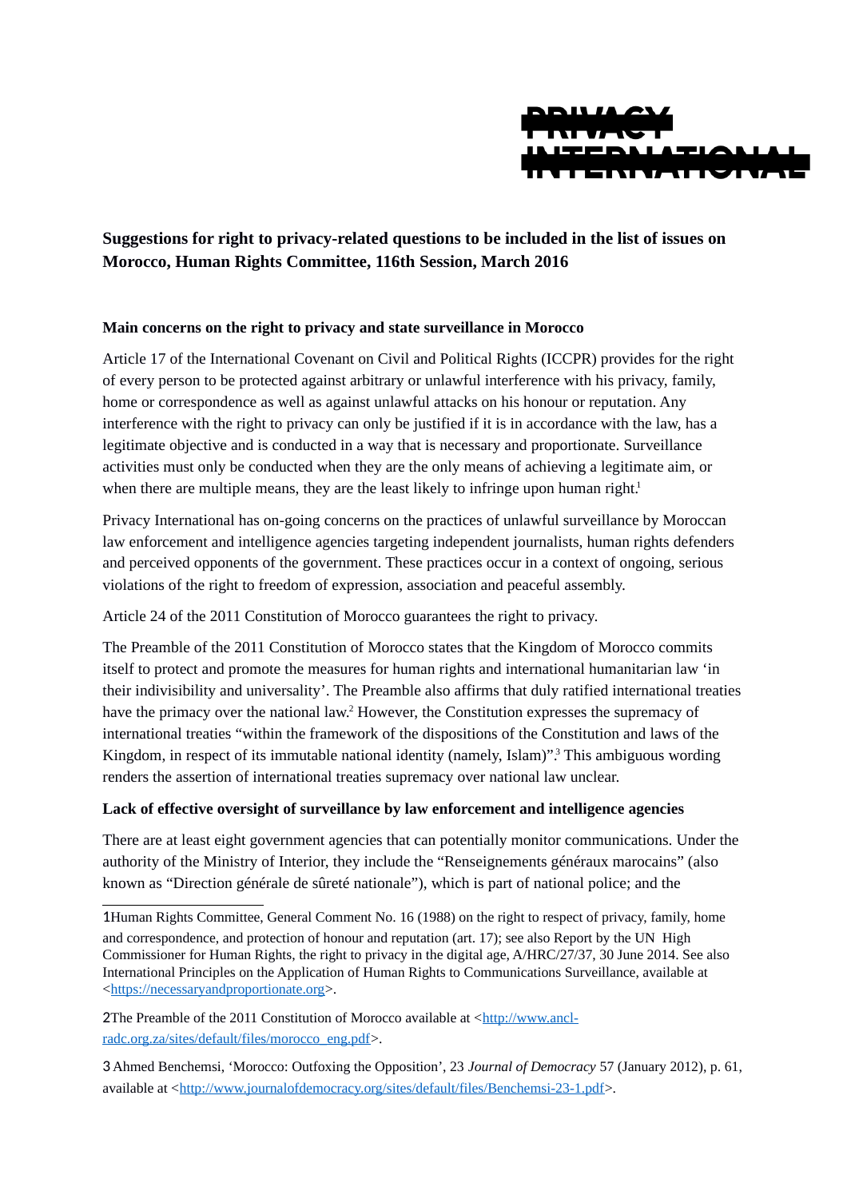PRIVACY INTERNATIONAL

**Suggestions for right to privacy-related questions to be included in the list of issues on Morocco, Human Rights Committee, 116th Session, March 2016**

**Main concerns on the right to privacy and state surveillance in Morocco**

Article 17 of the International Covenant on Civil and Political Rights (ICCPR) provides for the right of every person to be protected against arbitrary or unlawful interference with his privacy, family, home or correspondence as well as against unlawful attacks on his honour or reputation. Any interference with the right to privacy can only be justified if it is in accordance with the law, has a legitimate objective and is conducted in a way that is necessary and proportionate. Surveillance activities must only be conducted when they are the only means of achieving a legitimate aim, or when there are multiple means, they are the least likely to infringe upon human right.[1]

Privacy International has on-going concerns on the practices of unlawful surveillance by Moroccan law enforcement and intelligence agencies targeting independent journalists, human rights defenders and perceived opponents of the government. These practices occur in a context of ongoing, serious violations of the right to freedom of expression, association and peaceful assembly.

Article 24 of the 2011 Constitution of Morocco guarantees the right to privacy.

The Preamble of the 2011 Constitution of Morocco states that the Kingdom of Morocco commits itself to protect and promote the measures for human rights and international humanitarian law 'in their indivisibility and universality'. The Preamble also affirms that duly ratified international treaties have the primacy over the national law.[2] However, the Constitution expresses the supremacy of international treaties "within the framework of the dispositions of the Constitution and laws of the Kingdom, in respect of its immutable national identity (namely, Islam)".[3] This ambiguous wording renders the assertion of international treaties supremacy over national law unclear.

**Lack of effective oversight of surveillance by law enforcement and intelligence agencies**

There are at least eight government agencies that can potentially monitor communications. Under the authority of the Ministry of Interior, they include the "Renseignements généraux marocains" (also known as "Direction générale de sûreté nationale"), which is part of national police; and the

---

1 Human Rights Committee, General Comment No. 16 (1988) on the right to respect of privacy, family, home and correspondence, and protection of honour and reputation (art. 17); see also Report by the UN High Commissioner for Human Rights, the right to privacy in the digital age, A/HRC/27/37, 30 June 2014. See also International Principles on the Application of Human Rights to Communications Surveillance, available at <https://necessaryandproportionate.org>.

2 The Preamble of the 2011 Constitution of Morocco available at <http://www.ancl-radc.org.za/sites/default/files/morocco_eng.pdf>.

3 Ahmed Benchemsi, 'Morocco: Outfoxing the Opposition', 23 *Journal of Democracy* 57 (January 2012), p. 61, available at <http://www.journalofdemocracy.org/sites/default/files/Benchemsi-23-1.pdf>.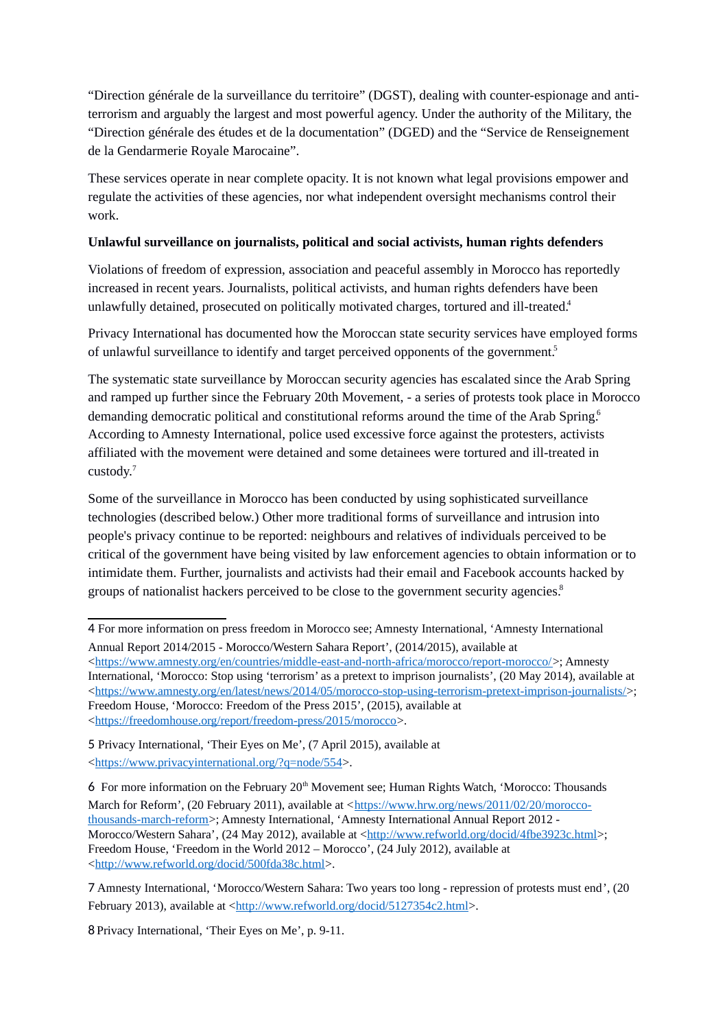"Direction générale de la surveillance du territoire" (DGST), dealing with counter-espionage and anti-terrorism and arguably the largest and most powerful agency. Under the authority of the Military, the "Direction générale des études et de la documentation" (DGED) and the "Service de Renseignement de la Gendarmerie Royale Marocaine".

These services operate in near complete opacity. It is not known what legal provisions empower and regulate the activities of these agencies, nor what independent oversight mechanisms control their work.

**Unlawful surveillance on journalists, political and social activists, human rights defenders**

Violations of freedom of expression, association and peaceful assembly in Morocco has reportedly increased in recent years. Journalists, political activists, and human rights defenders have been unlawfully detained, prosecuted on politically motivated charges, tortured and ill-treated.[4]

Privacy International has documented how the Moroccan state security services have employed forms of unlawful surveillance to identify and target perceived opponents of the government.[5]

The systematic state surveillance by Moroccan security agencies has escalated since the Arab Spring and ramped up further since the February 20th Movement, - a series of protests took place in Morocco demanding democratic political and constitutional reforms around the time of the Arab Spring.[6] According to Amnesty International, police used excessive force against the protesters, activists affiliated with the movement were detained and some detainees were tortured and ill-treated in custody.[7]

Some of the surveillance in Morocco has been conducted by using sophisticated surveillance technologies (described below.) Other more traditional forms of surveillance and intrusion into people's privacy continue to be reported: neighbours and relatives of individuals perceived to be critical of the government have being visited by law enforcement agencies to obtain information or to intimidate them. Further, journalists and activists had their email and Facebook accounts hacked by groups of nationalist hackers perceived to be close to the government security agencies.[8]

---

4 For more information on press freedom in Morocco see; Amnesty International, 'Amnesty International Annual Report 2014/2015 - Morocco/Western Sahara Report', (2014/2015), available at <https://www.amnesty.org/en/countries/middle-east-and-north-africa/morocco/report-morocco/>; Amnesty International, 'Morocco: Stop using 'terrorism' as a pretext to imprison journalists', (20 May 2014), available at <https://www.amnesty.org/en/latest/news/2014/05/morocco-stop-using-terrorism-pretext-imprison-journalists/>; Freedom House, 'Morocco: Freedom of the Press 2015', (2015), available at <https://freedomhouse.org/report/freedom-press/2015/morocco>.

5 Privacy International, 'Their Eyes on Me', (7 April 2015), available at <https://www.privacyinternational.org/?q=node/554>.

6 For more information on the February 20th Movement see; Human Rights Watch, 'Morocco: Thousands March for Reform', (20 February 2011), available at <https://www.hrw.org/news/2011/02/20/morocco-thousands-march-reform>; Amnesty International, 'Amnesty International Annual Report 2012 - Morocco/Western Sahara', (24 May 2012), available at <http://www.refworld.org/docid/4fbe3923c.html>; Freedom House, 'Freedom in the World 2012 – Morocco', (24 July 2012), available at <http://www.refworld.org/docid/500fda38c.html>.

7 Amnesty International, 'Morocco/Western Sahara: Two years too long - repression of protests must end', (20 February 2013), available at <http://www.refworld.org/docid/5127354c2.html>.

8 Privacy International, 'Their Eyes on Me', p. 9-11.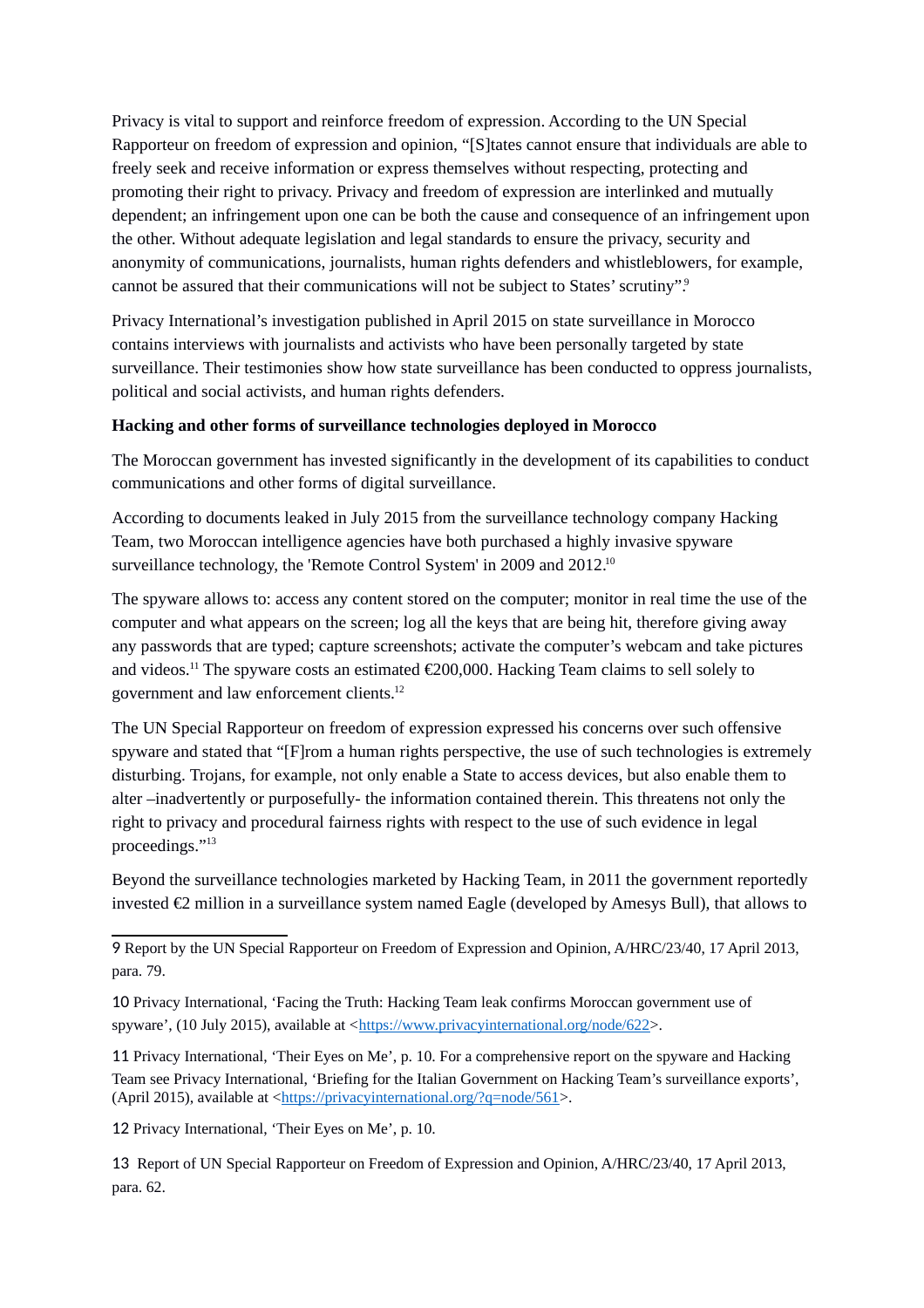Privacy is vital to support and reinforce freedom of expression. According to the UN Special Rapporteur on freedom of expression and opinion, "[S]tates cannot ensure that individuals are able to freely seek and receive information or express themselves without respecting, protecting and promoting their right to privacy. Privacy and freedom of expression are interlinked and mutually dependent; an infringement upon one can be both the cause and consequence of an infringement upon the other. Without adequate legislation and legal standards to ensure the privacy, security and anonymity of communications, journalists, human rights defenders and whistleblowers, for example, cannot be assured that their communications will not be subject to States' scrutiny".[9]

Privacy International's investigation published in April 2015 on state surveillance in Morocco contains interviews with journalists and activists who have been personally targeted by state surveillance. Their testimonies show how state surveillance has been conducted to oppress journalists, political and social activists, and human rights defenders.

**Hacking and other forms of surveillance technologies deployed in Morocco**

The Moroccan government has invested significantly in the development of its capabilities to conduct communications and other forms of digital surveillance.

According to documents leaked in July 2015 from the surveillance technology company Hacking Team, two Moroccan intelligence agencies have both purchased a highly invasive spyware surveillance technology, the 'Remote Control System' in 2009 and 2012.[10]

The spyware allows to: access any content stored on the computer; monitor in real time the use of the computer and what appears on the screen; log all the keys that are being hit, therefore giving away any passwords that are typed; capture screenshots; activate the computer's webcam and take pictures and videos.[11] The spyware costs an estimated €200,000. Hacking Team claims to sell solely to government and law enforcement clients.[12]

The UN Special Rapporteur on freedom of expression expressed his concerns over such offensive spyware and stated that "[F]rom a human rights perspective, the use of such technologies is extremely disturbing. Trojans, for example, not only enable a State to access devices, but also enable them to alter –inadvertently or purposefully- the information contained therein. This threatens not only the right to privacy and procedural fairness rights with respect to the use of such evidence in legal proceedings."[13]

Beyond the surveillance technologies marketed by Hacking Team, in 2011 the government reportedly invested €2 million in a surveillance system named Eagle (developed by Amesys Bull), that allows to

---

9 Report by the UN Special Rapporteur on Freedom of Expression and Opinion, A/HRC/23/40, 17 April 2013, para. 79.

10 Privacy International, 'Facing the Truth: Hacking Team leak confirms Moroccan government use of spyware', (10 July 2015), available at <https://www.privacyinternational.org/node/622>.

11 Privacy International, 'Their Eyes on Me', p. 10. For a comprehensive report on the spyware and Hacking Team see Privacy International, 'Briefing for the Italian Government on Hacking Team's surveillance exports', (April 2015), available at <https://privacyinternational.org/?q=node/561>.

12 Privacy International, 'Their Eyes on Me', p. 10.

13 Report of UN Special Rapporteur on Freedom of Expression and Opinion, A/HRC/23/40, 17 April 2013, para. 62.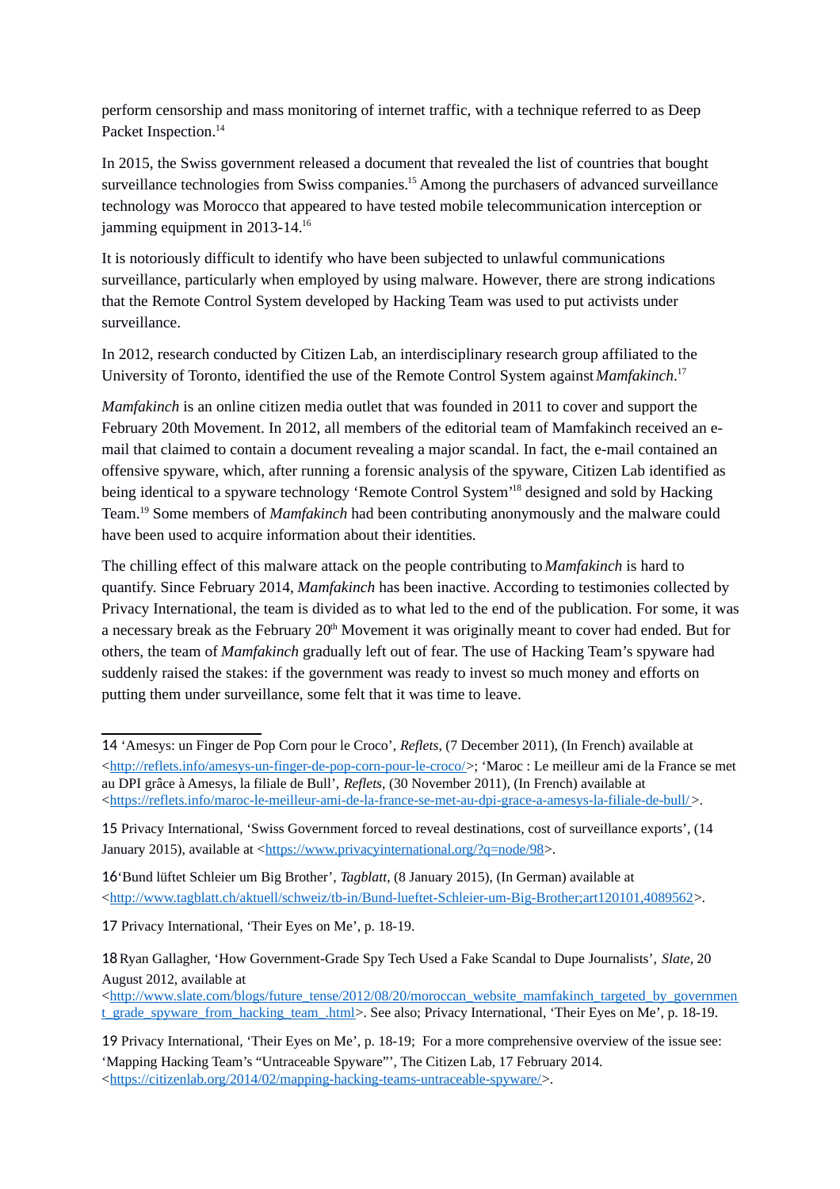perform censorship and mass monitoring of internet traffic, with a technique referred to as Deep Packet Inspection.[14]

In 2015, the Swiss government released a document that revealed the list of countries that bought surveillance technologies from Swiss companies.[15] Among the purchasers of advanced surveillance technology was Morocco that appeared to have tested mobile telecommunication interception or jamming equipment in 2013-14.[16]

It is notoriously difficult to identify who have been subjected to unlawful communications surveillance, particularly when employed by using malware. However, there are strong indications that the Remote Control System developed by Hacking Team was used to put activists under surveillance.

In 2012, research conducted by Citizen Lab, an interdisciplinary research group affiliated to the University of Toronto, identified the use of the Remote Control System against *Mamfakinch*.[17]

*Mamfakinch* is an online citizen media outlet that was founded in 2011 to cover and support the February 20th Movement. In 2012, all members of the editorial team of Mamfakinch received an e-mail that claimed to contain a document revealing a major scandal. In fact, the e-mail contained an offensive spyware, which, after running a forensic analysis of the spyware, Citizen Lab identified as being identical to a spyware technology 'Remote Control System'[18] designed and sold by Hacking Team.[19] Some members of *Mamfakinch* had been contributing anonymously and the malware could have been used to acquire information about their identities.

The chilling effect of this malware attack on the people contributing to *Mamfakinch* is hard to quantify. Since February 2014, *Mamfakinch* has been inactive. According to testimonies collected by Privacy International, the team is divided as to what led to the end of the publication. For some, it was a necessary break as the February 20th Movement it was originally meant to cover had ended. But for others, the team of *Mamfakinch* gradually left out of fear. The use of Hacking Team's spyware had suddenly raised the stakes: if the government was ready to invest so much money and efforts on putting them under surveillance, some felt that it was time to leave.

---

14 'Amesys: un Finger de Pop Corn pour le Croco', *Reflets*, (7 December 2011), (In French) available at <http://reflets.info/amesys-un-finger-de-pop-corn-pour-le-croco/>; 'Maroc : Le meilleur ami de la France se met au DPI grâce à Amesys, la filiale de Bull', *Reflets*, (30 November 2011), (In French) available at <https://reflets.info/maroc-le-meilleur-ami-de-la-france-se-met-au-dpi-grace-a-amesys-la-filiale-de-bull/>.

15 Privacy International, 'Swiss Government forced to reveal destinations, cost of surveillance exports', (14 January 2015), available at <https://www.privacyinternational.org/?q=node/98>.

16 'Bund lüftet Schleier um Big Brother', *Tagblatt*, (8 January 2015), (In German) available at <http://www.tagblatt.ch/aktuell/schweiz/tb-in/Bund-lueftet-Schleier-um-Big-Brother;art120101,4089562>.

17 Privacy International, 'Their Eyes on Me', p. 18-19.

18 Ryan Gallagher, 'How Government-Grade Spy Tech Used a Fake Scandal to Dupe Journalists', *Slate*, 20 August 2012, available at <http://www.slate.com/blogs/future_tense/2012/08/20/moroccan_website_mamfakinch_targeted_by_government_grade_spyware_from_hacking_team_.html>. See also; Privacy International, 'Their Eyes on Me', p. 18-19.

19 Privacy International, 'Their Eyes on Me', p. 18-19; For a more comprehensive overview of the issue see: 'Mapping Hacking Team's "Untraceable Spyware"', The Citizen Lab, 17 February 2014. <https://citizenlab.org/2014/02/mapping-hacking-teams-untraceable-spyware/>.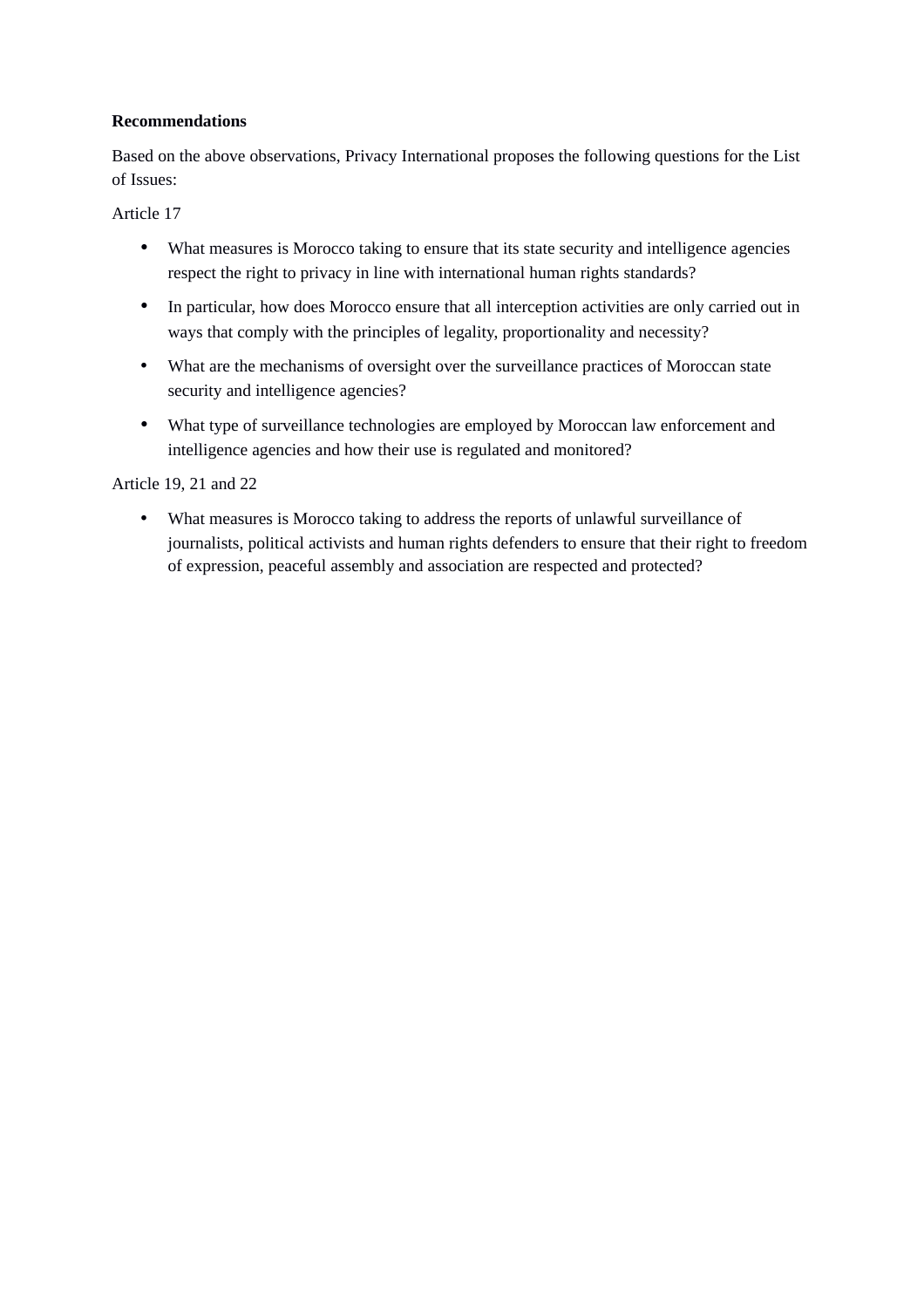**Recommendations**

Based on the above observations, Privacy International proposes the following questions for the List of Issues:

Article 17

- What measures is Morocco taking to ensure that its state security and intelligence agencies respect the right to privacy in line with international human rights standards?
- In particular, how does Morocco ensure that all interception activities are only carried out in ways that comply with the principles of legality, proportionality and necessity?
- What are the mechanisms of oversight over the surveillance practices of Moroccan state security and intelligence agencies?
- What type of surveillance technologies are employed by Moroccan law enforcement and intelligence agencies and how their use is regulated and monitored?

Article 19, 21 and 22

- What measures is Morocco taking to address the reports of unlawful surveillance of journalists, political activists and human rights defenders to ensure that their right to freedom of expression, peaceful assembly and association are respected and protected?